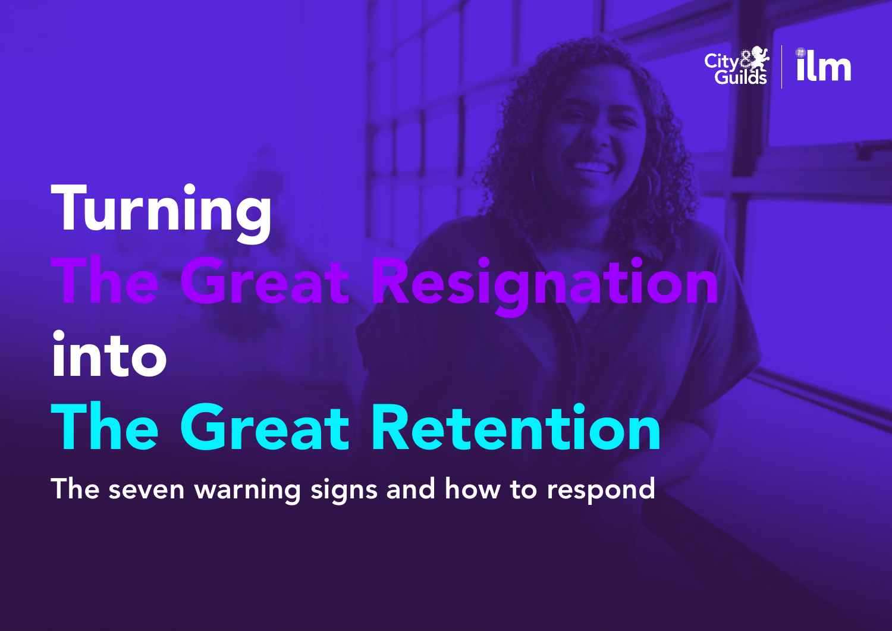# Turning The Great Resignation into The Great Retention

The seven warning signs and how to respond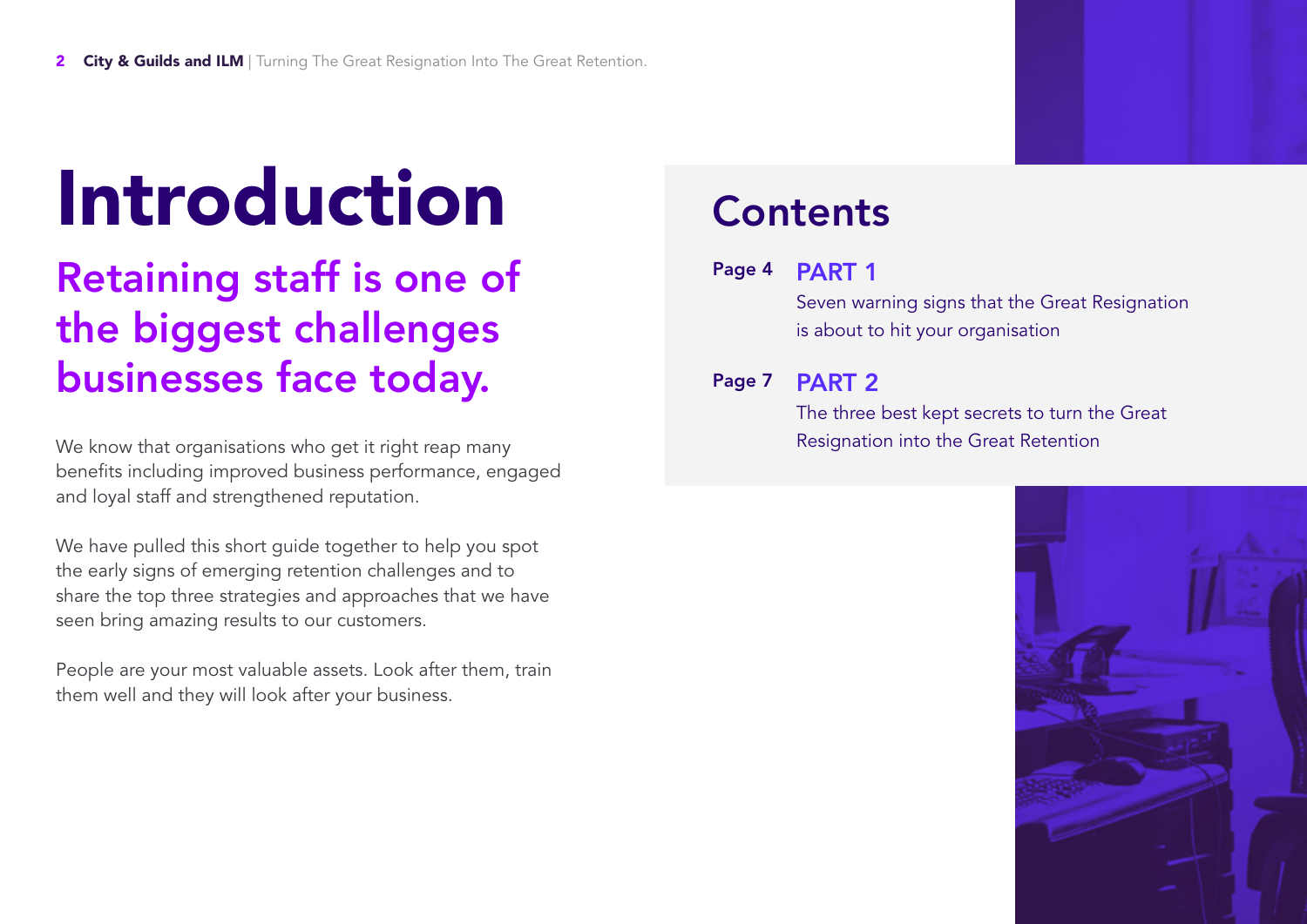# Introduction

## Retaining staff is one of the biggest challenges businesses face today.

We know that organisations who get it right reap many benefits including improved business performance, engaged and loyal staff and strengthened reputation.

We have pulled this short guide together to help you spot the early signs of emerging retention challenges and to share the top three strategies and approaches that we have seen bring amazing results to our customers.

People are your most valuable assets. Look after them, train them well and they will look after your business.

## Contents

**Page 4** **PART 1**
Seven warning signs that the Great Resignation is about to hit your organisation

**Page 7** **PART 2**
The three best kept secrets to turn the Great Resignation into the Great Retention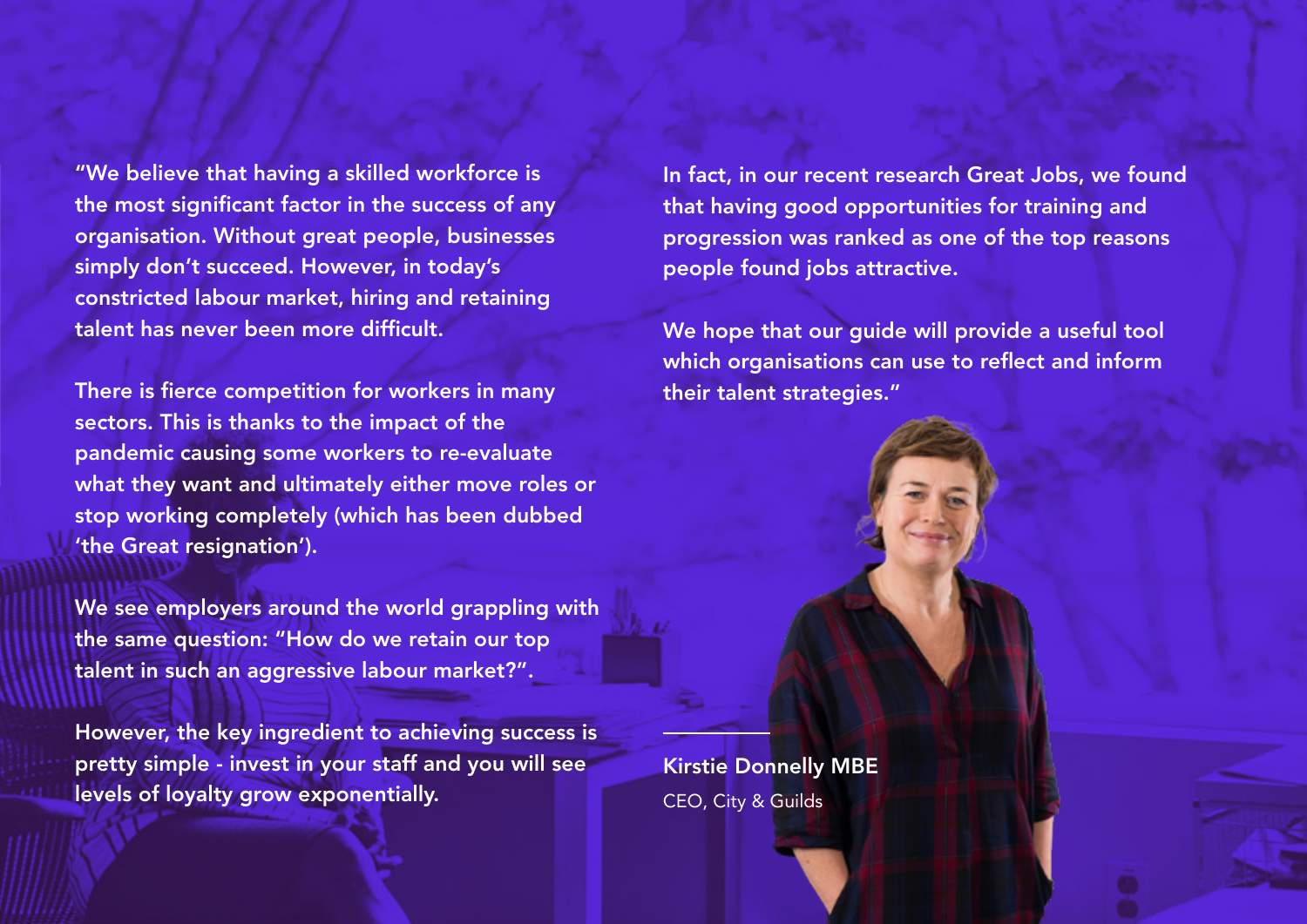"We believe that having a skilled workforce is the most significant factor in the success of any organisation. Without great people, businesses simply don't succeed. However, in today's constricted labour market, hiring and retaining talent has never been more difficult.

There is fierce competition for workers in many sectors. This is thanks to the impact of the pandemic causing some workers to re-evaluate what they want and ultimately either move roles or stop working completely (which has been dubbed 'the Great resignation').

We see employers around the world grappling with the same question: "How do we retain our top talent in such an aggressive labour market?".

However, the key ingredient to achieving success is pretty simple - invest in your staff and you will see levels of loyalty grow exponentially.

In fact, in our recent research Great Jobs, we found that having good opportunities for training and progression was ranked as one of the top reasons people found jobs attractive.

We hope that our guide will provide a useful tool which organisations can use to reflect and inform their talent strategies."

**Kirstie Donnelly MBE**
CEO, City & Guilds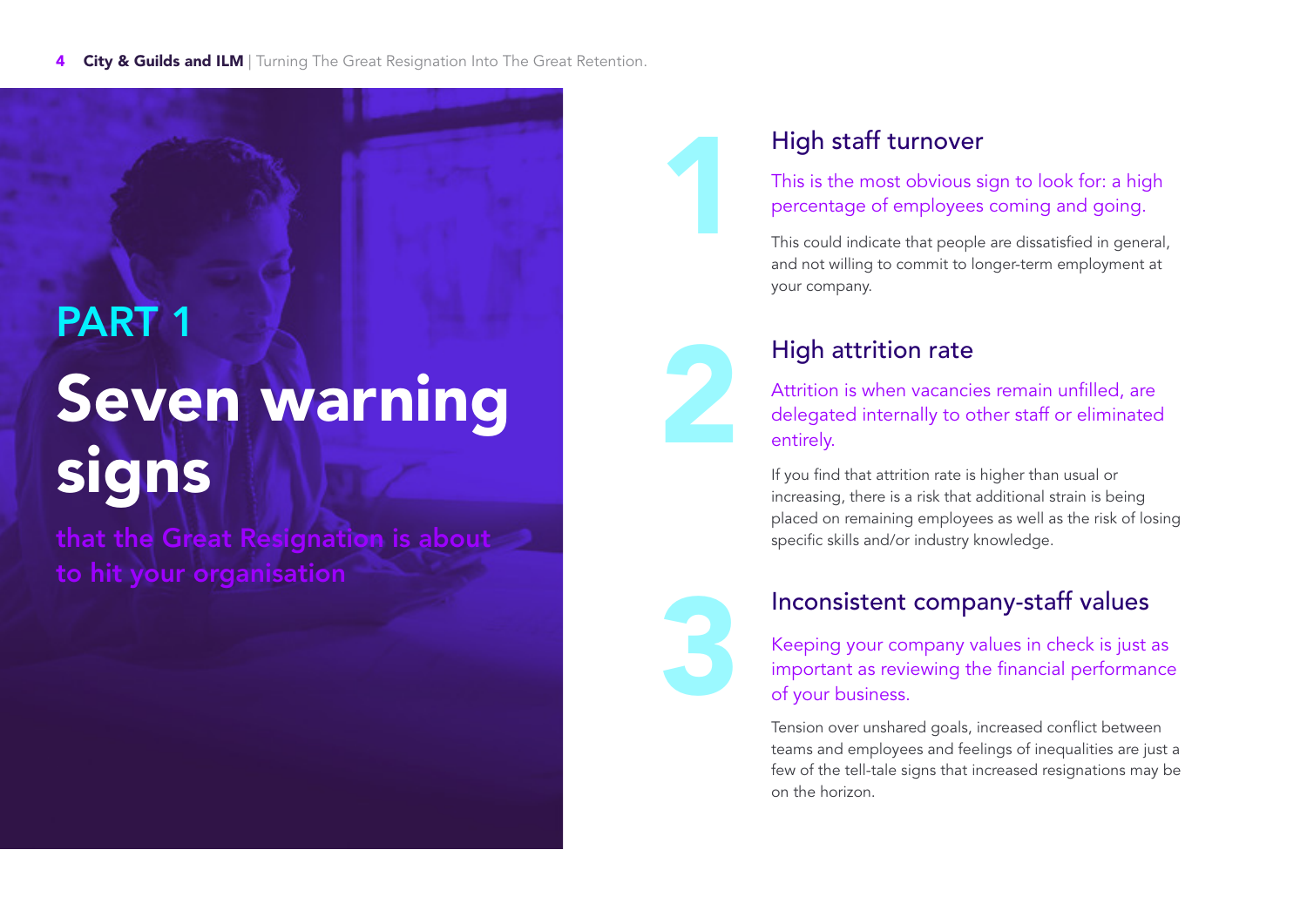PART 1

# Seven warning signs

that the Great Resignation is about to hit your organisation

## 1 High staff turnover

This is the most obvious sign to look for: a high percentage of employees coming and going.

This could indicate that people are dissatisfied in general, and not willing to commit to longer-term employment at your company.

## 2 High attrition rate

Attrition is when vacancies remain unfilled, are delegated internally to other staff or eliminated entirely.

If you find that attrition rate is higher than usual or increasing, there is a risk that additional strain is being placed on remaining employees as well as the risk of losing specific skills and/or industry knowledge.

## 3 Inconsistent company-staff values

Keeping your company values in check is just as important as reviewing the financial performance of your business.

Tension over unshared goals, increased conflict between teams and employees and feelings of inequalities are just a few of the tell-tale signs that increased resignations may be on the horizon.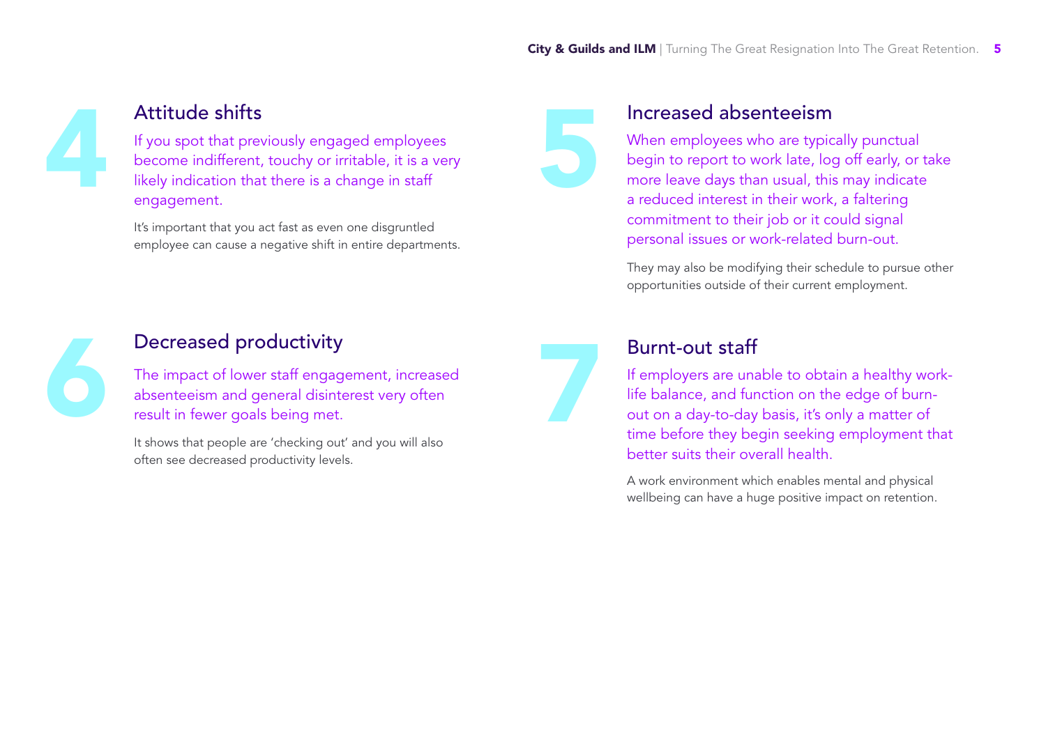## 4 Attitude shifts

If you spot that previously engaged employees become indifferent, touchy or irritable, it is a very likely indication that there is a change in staff engagement.

It's important that you act fast as even one disgruntled employee can cause a negative shift in entire departments.

## 5 Increased absenteeism

When employees who are typically punctual begin to report to work late, log off early, or take more leave days than usual, this may indicate a reduced interest in their work, a faltering commitment to their job or it could signal personal issues or work-related burn-out.

They may also be modifying their schedule to pursue other opportunities outside of their current employment.

## 6 Decreased productivity

The impact of lower staff engagement, increased absenteeism and general disinterest very often result in fewer goals being met.

It shows that people are 'checking out' and you will also often see decreased productivity levels.

## 7 Burnt-out staff

If employers are unable to obtain a healthy work-life balance, and function on the edge of burn-out on a day-to-day basis, it's only a matter of time before they begin seeking employment that better suits their overall health.

A work environment which enables mental and physical wellbeing can have a huge positive impact on retention.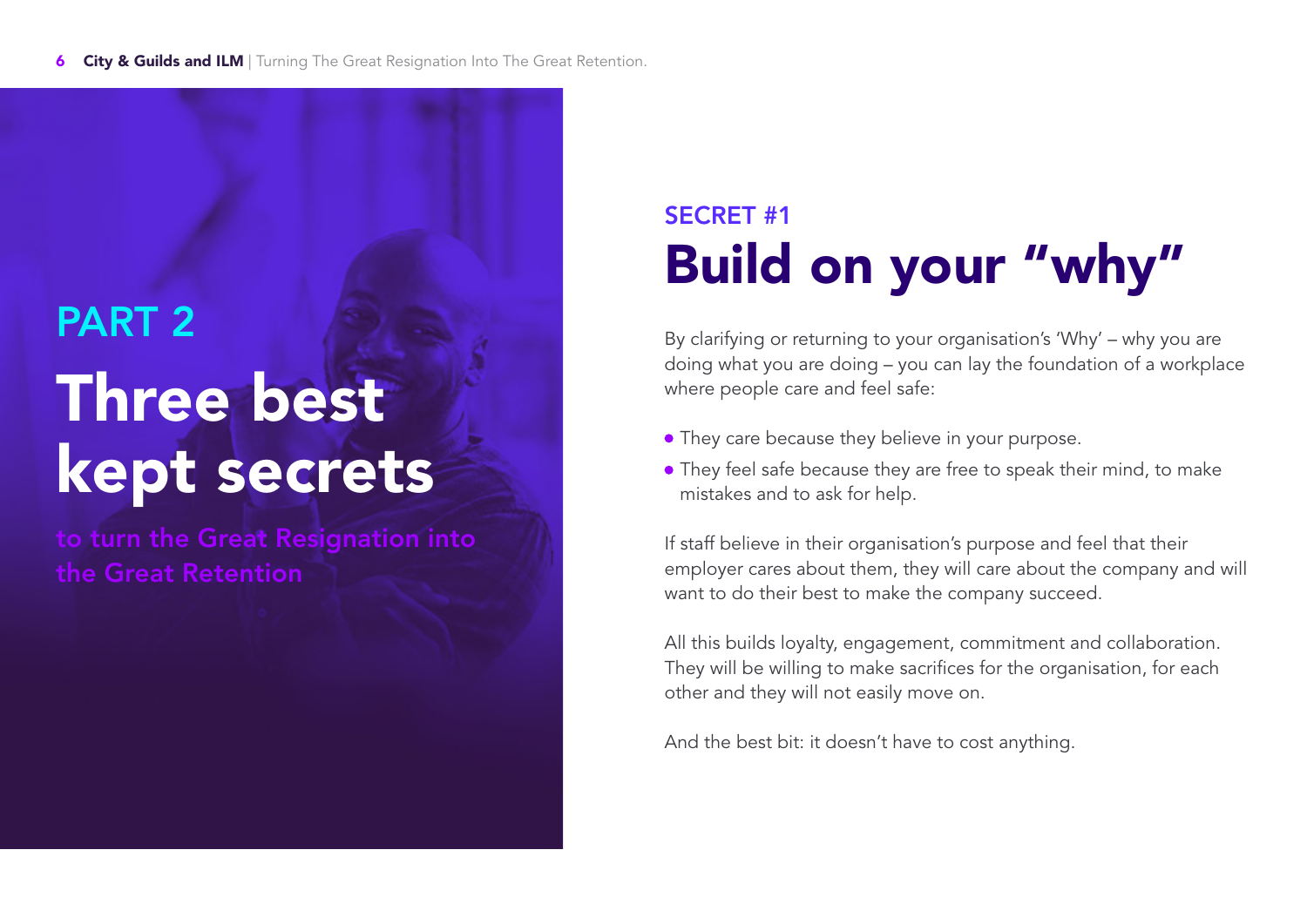## PART 2

# Three best kept secrets

**to turn the Great Resignation into the Great Retention**

### SECRET #1

## Build on your "why"

By clarifying or returning to your organisation's 'Why' – why you are doing what you are doing – you can lay the foundation of a workplace where people care and feel safe:

- They care because they believe in your purpose.
- They feel safe because they are free to speak their mind, to make mistakes and to ask for help.

If staff believe in their organisation's purpose and feel that their employer cares about them, they will care about the company and will want to do their best to make the company succeed.

All this builds loyalty, engagement, commitment and collaboration. They will be willing to make sacrifices for the organisation, for each other and they will not easily move on.

And the best bit: it doesn't have to cost anything.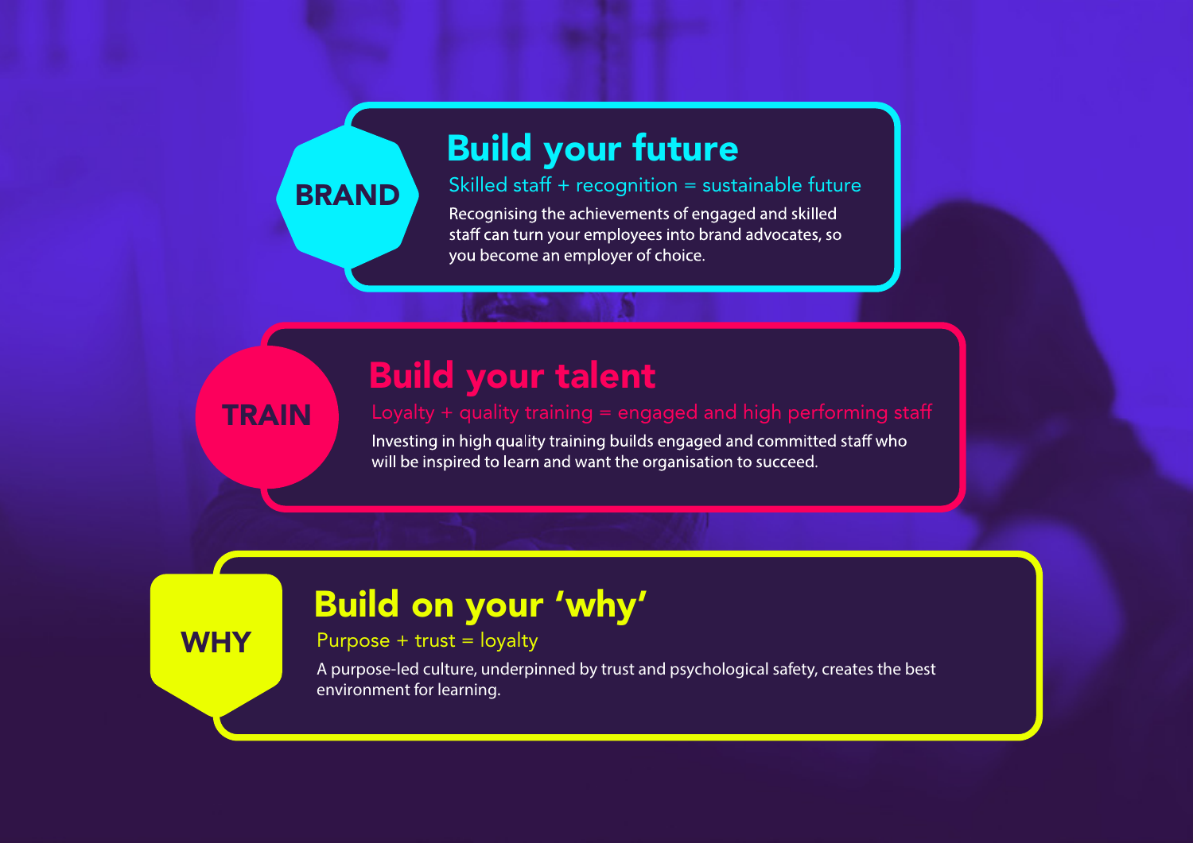**BRAND**

## Build your future

Skilled staff + recognition = sustainable future

Recognising the achievements of engaged and skilled staff can turn your employees into brand advocates, so you become an employer of choice.

**TRAIN**

## Build your talent

Loyalty + quality training = engaged and high performing staff

Investing in high quality training builds engaged and committed staff who will be inspired to learn and want the organisation to succeed.

**WHY**

## Build on your 'why'

Purpose + trust = loyalty

A purpose-led culture, underpinned by trust and psychological safety, creates the best environment for learning.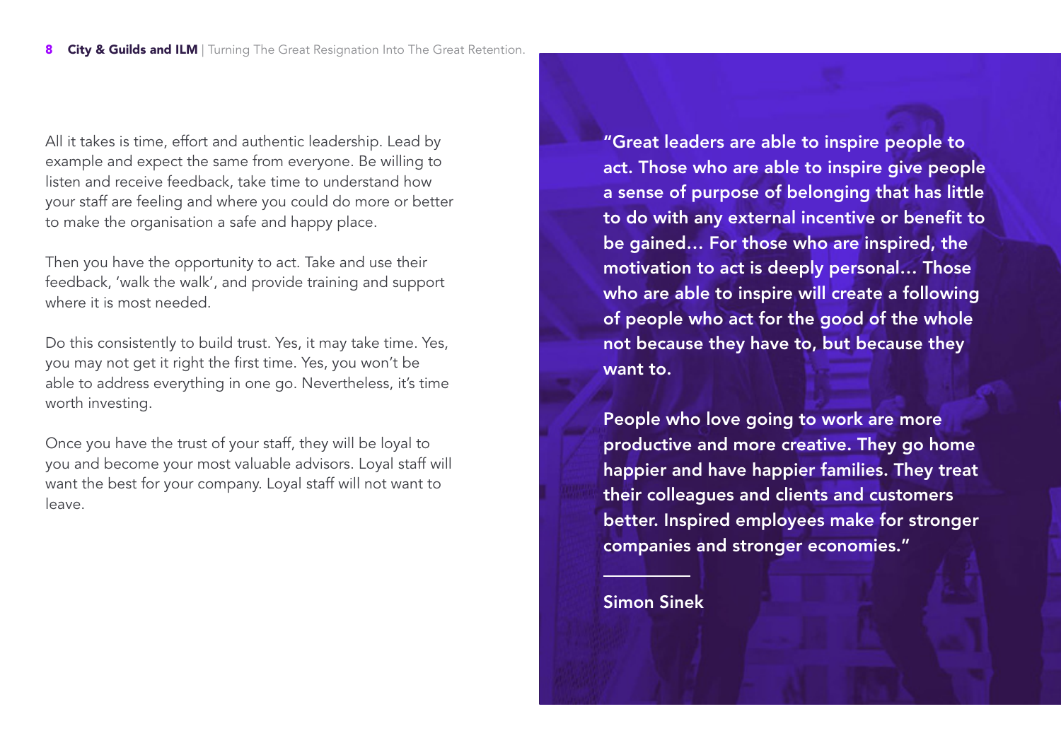All it takes is time, effort and authentic leadership. Lead by example and expect the same from everyone. Be willing to listen and receive feedback, take time to understand how your staff are feeling and where you could do more or better to make the organisation a safe and happy place.

Then you have the opportunity to act. Take and use their feedback, 'walk the walk', and provide training and support where it is most needed.

Do this consistently to build trust. Yes, it may take time. Yes, you may not get it right the first time. Yes, you won't be able to address everything in one go. Nevertheless, it's time worth investing.

Once you have the trust of your staff, they will be loyal to you and become your most valuable advisors. Loyal staff will want the best for your company. Loyal staff will not want to leave.

> **"Great leaders are able to inspire people to act. Those who are able to inspire give people a sense of purpose of belonging that has little to do with any external incentive or benefit to be gained… For those who are inspired, the motivation to act is deeply personal… Those who are able to inspire will create a following of people who act for the good of the whole not because they have to, but because they want to.**
>
> **People who love going to work are more productive and more creative. They go home happier and have happier families. They treat their colleagues and clients and customers better. Inspired employees make for stronger companies and stronger economies."**
>
> **Simon Sinek**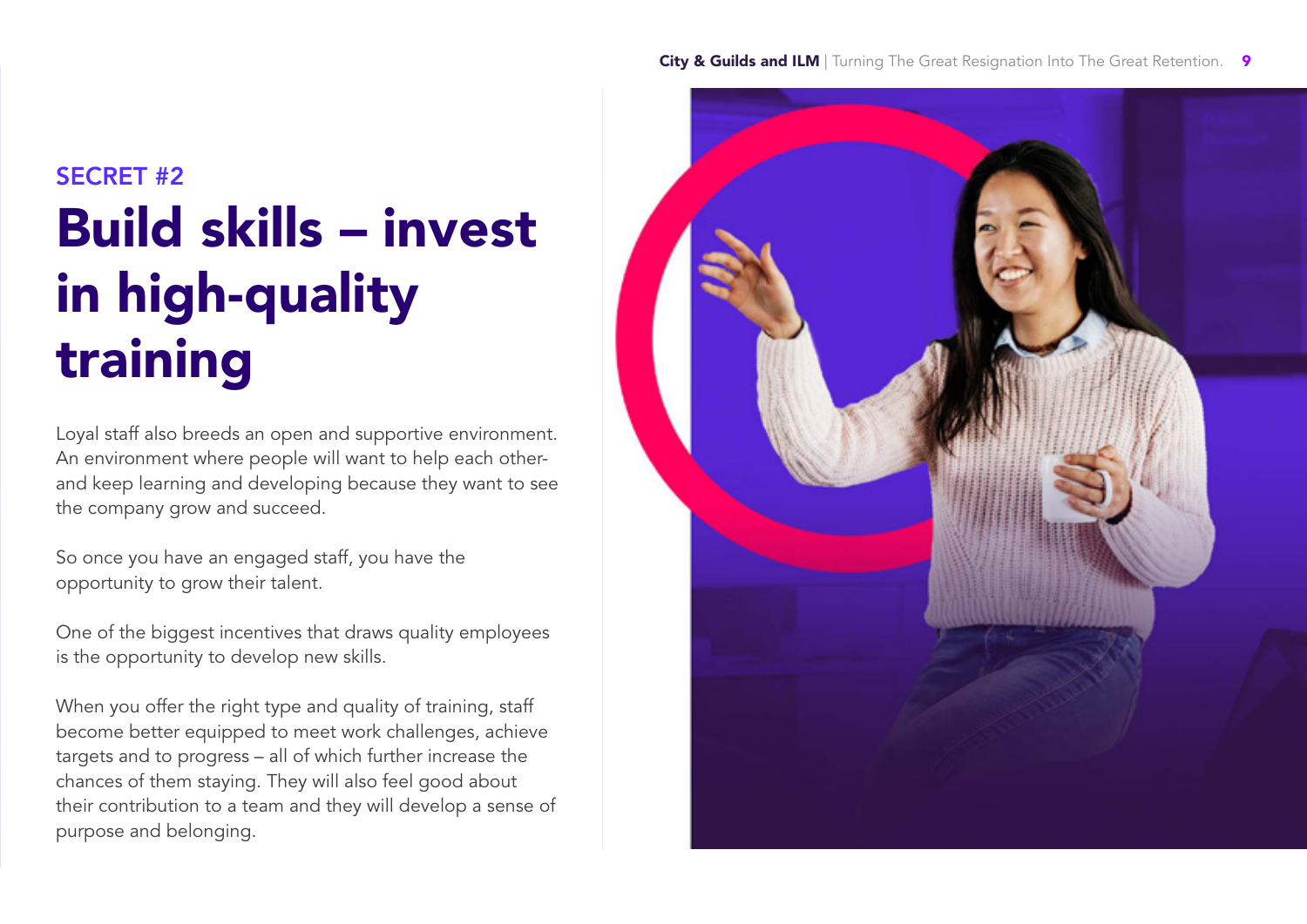SECRET #2

# Build skills – invest in high-quality training

Loyal staff also breeds an open and supportive environment. An environment where people will want to help each other- and keep learning and developing because they want to see the company grow and succeed.

So once you have an engaged staff, you have the opportunity to grow their talent.

One of the biggest incentives that draws quality employees is the opportunity to develop new skills.

When you offer the right type and quality of training, staff become better equipped to meet work challenges, achieve targets and to progress – all of which further increase the chances of them staying. They will also feel good about their contribution to a team and they will develop a sense of purpose and belonging.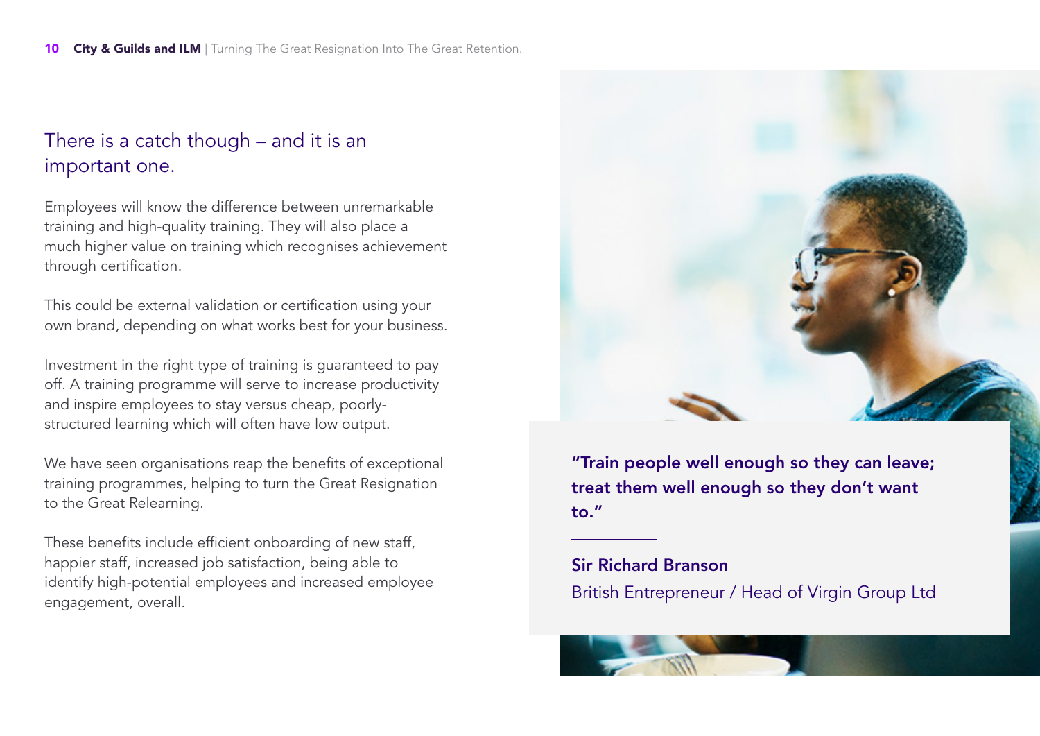## There is a catch though – and it is an important one.

Employees will know the difference between unremarkable training and high-quality training. They will also place a much higher value on training which recognises achievement through certification.

This could be external validation or certification using your own brand, depending on what works best for your business.

Investment in the right type of training is guaranteed to pay off. A training programme will serve to increase productivity and inspire employees to stay versus cheap, poorly-structured learning which will often have low output.

We have seen organisations reap the benefits of exceptional training programmes, helping to turn the Great Resignation to the Great Relearning.

These benefits include efficient onboarding of new staff, happier staff, increased job satisfaction, being able to identify high-potential employees and increased employee engagement, overall.

> **"Train people well enough so they can leave; treat them well enough so they don't want to."**
>
> **Sir Richard Branson**
> British Entrepreneur / Head of Virgin Group Ltd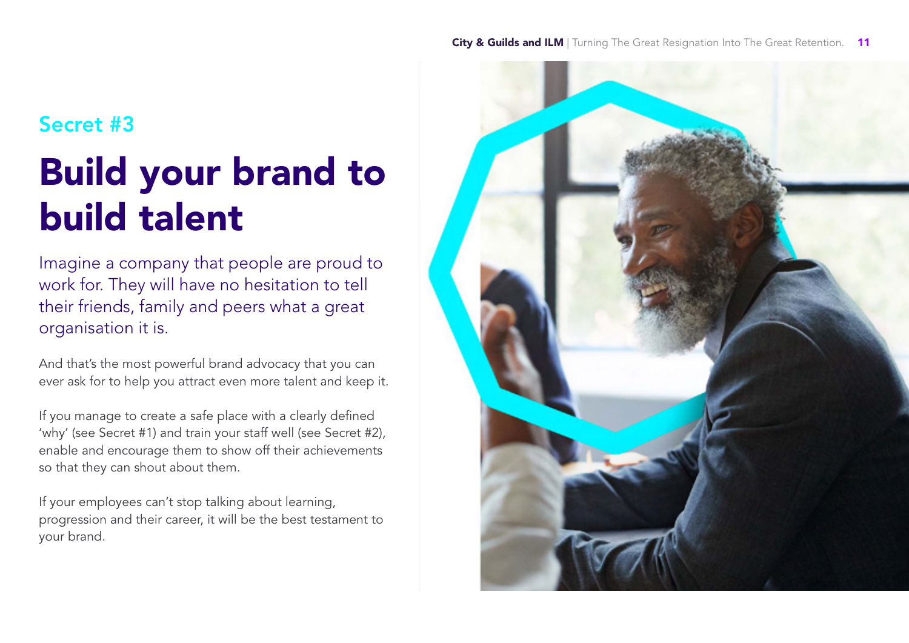### Secret #3

# Build your brand to build talent

Imagine a company that people are proud to work for. They will have no hesitation to tell their friends, family and peers what a great organisation it is.

And that's the most powerful brand advocacy that you can ever ask for to help you attract even more talent and keep it.

If you manage to create a safe place with a clearly defined 'why' (see Secret #1) and train your staff well (see Secret #2), enable and encourage them to show off their achievements so that they can shout about them.

If your employees can't stop talking about learning, progression and their career, it will be the best testament to your brand.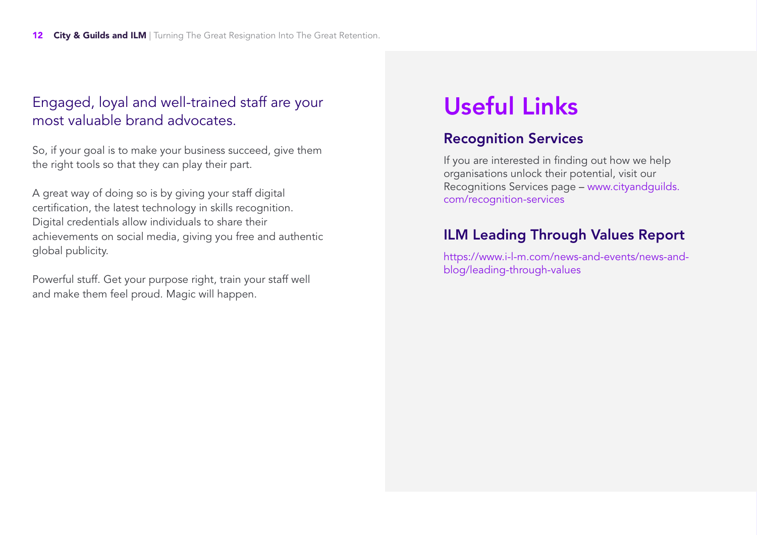Engaged, loyal and well-trained staff are your most valuable brand advocates.

So, if your goal is to make your business succeed, give them the right tools so that they can play their part.

A great way of doing so is by giving your staff digital certification, the latest technology in skills recognition. Digital credentials allow individuals to share their achievements on social media, giving you free and authentic global publicity.

Powerful stuff. Get your purpose right, train your staff well and make them feel proud. Magic will happen.

# Useful Links

## Recognition Services

If you are interested in finding out how we help organisations unlock their potential, visit our Recognitions Services page – www.cityandguilds.com/recognition-services

## ILM Leading Through Values Report

https://www.i-l-m.com/news-and-events/news-and-blog/leading-through-values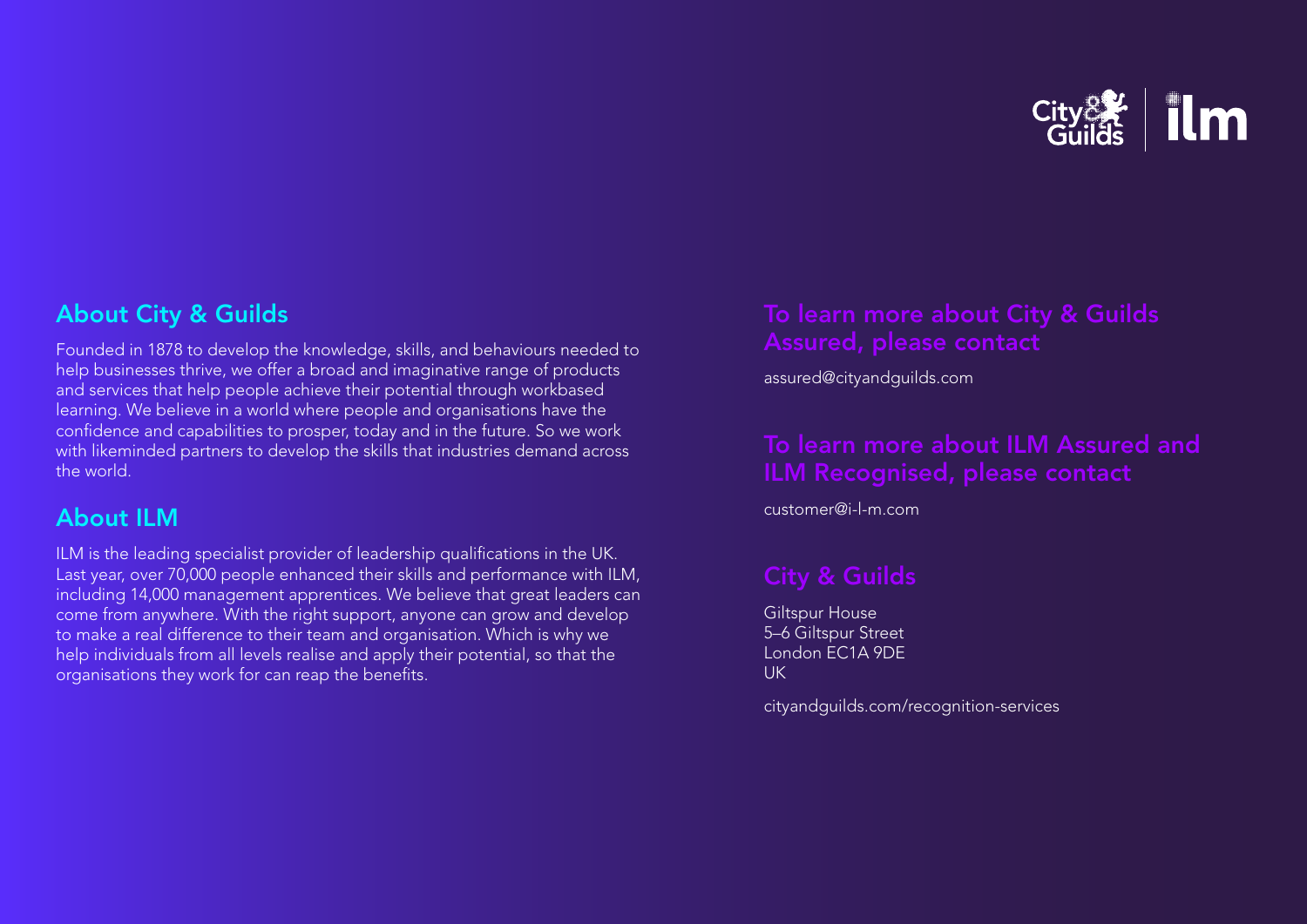## About City & Guilds

Founded in 1878 to develop the knowledge, skills, and behaviours needed to help businesses thrive, we offer a broad and imaginative range of products and services that help people achieve their potential through workbased learning. We believe in a world where people and organisations have the confidence and capabilities to prosper, today and in the future. So we work with likeminded partners to develop the skills that industries demand across the world.

## About ILM

ILM is the leading specialist provider of leadership qualifications in the UK. Last year, over 70,000 people enhanced their skills and performance with ILM, including 14,000 management apprentices. We believe that great leaders can come from anywhere. With the right support, anyone can grow and develop to make a real difference to their team and organisation. Which is why we help individuals from all levels realise and apply their potential, so that the organisations they work for can reap the benefits.

## To learn more about City & Guilds Assured, please contact

assured@cityandguilds.com

## To learn more about ILM Assured and ILM Recognised, please contact

customer@i-l-m.com

## City & Guilds

Giltspur House
5–6 Giltspur Street
London EC1A 9DE
UK

cityandguilds.com/recognition-services